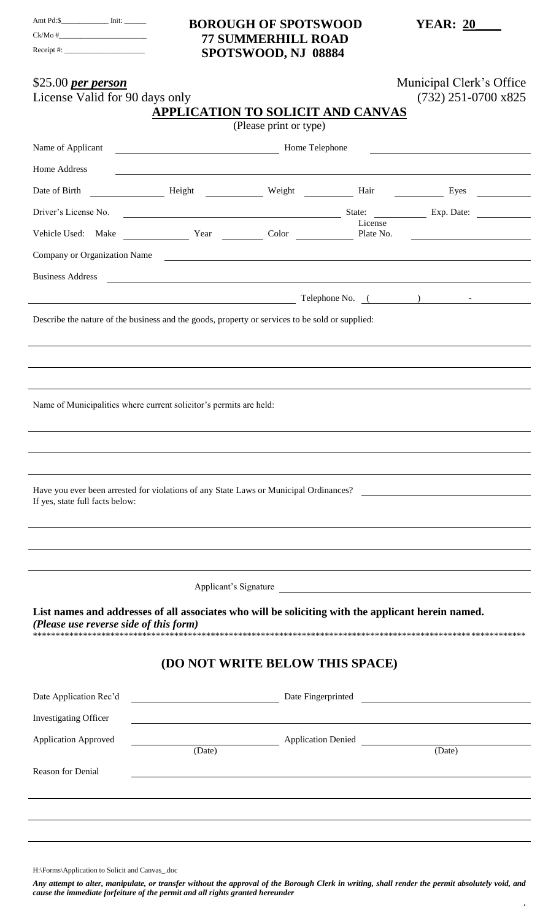Amt Pd:$____________ Init: ______

Ck/Mo #______________________

Receipt #: ____________________

# BOROUGH OF SPOTSWOOD
## 77 SUMMERHILL ROAD
## SPOTSWOOD, NJ 08884

**YEAR: 20____**

$25.00 ***per person***

License Valid for 90 days only

Municipal Clerk's Office

(732) 251-0700 x825

## APPLICATION TO SOLICIT AND CANVAS

(Please print or type)

Name of Applicant ______________________ Home Telephone ______________________

Home Address ______________________________________________

Date of Birth __________ Height __________ Weight __________ Hair __________ Eyes __________

Driver's License No. ______________________ State: __________ Exp. Date: __________

Vehicle Used: Make __________ Year __________ Color __________ License Plate No. __________

Company or Organization Name ______________________________________________

Business Address ______________________________________________

______________________________________________ Telephone No. ( ) -

Describe the nature of the business and the goods, property or services to be sold or supplied:

______________________________________________

______________________________________________

______________________________________________

Name of Municipalities where current solicitor's permits are held:

______________________________________________

______________________________________________

______________________________________________

Have you ever been arrested for violations of any State Laws or Municipal Ordinances? ______________________

If yes, state full facts below:

______________________________________________

______________________________________________

______________________________________________

Applicant's Signature ______________________________

**List names and addresses of all associates who will be soliciting with the applicant herein named.**

***(Please use reverse side of this form)***

*****************************************************************************************************************

## (DO NOT WRITE BELOW THIS SPACE)

Date Application Rec'd ______________________ Date Fingerprinted ______________________

Investigating Officer ______________________________________________

Application Approved ______________________ Application Denied ______________________

(Date) (Date)

Reason for Denial ______________________________________________

______________________________________________

______________________________________________

______________________________________________

H:\Forms\Application to Solicit and Canvas_.doc

***Any attempt to alter, manipulate, or transfer without the approval of the Borough Clerk in writing, shall render the permit absolutely void, and cause the immediate forfeiture of the permit and all rights granted hereunder***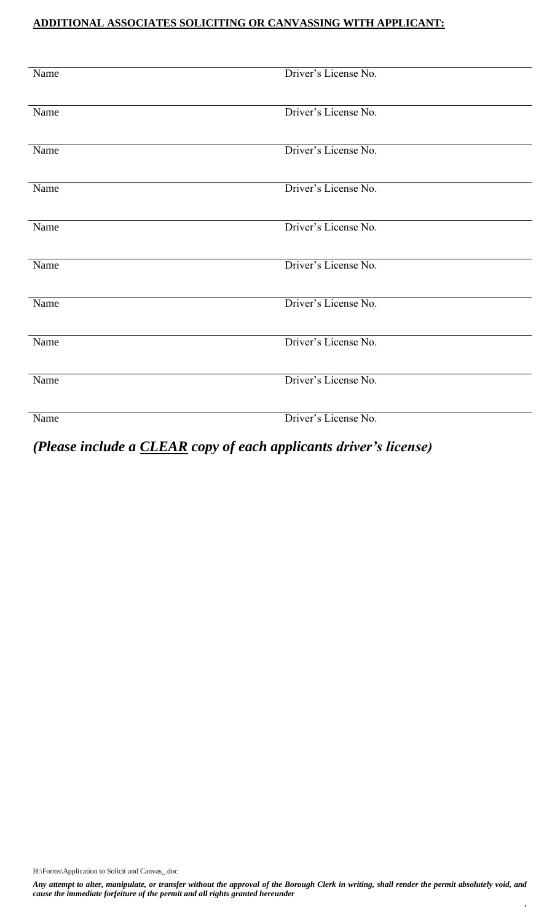**ADDITIONAL ASSOCIATES SOLICITING OR CANVASSING WITH APPLICANT:**

| | |
|---|---|
| Name | Driver's License No. |
| Name | Driver's License No. |
| Name | Driver's License No. |
| Name | Driver's License No. |
| Name | Driver's License No. |
| Name | Driver's License No. |
| Name | Driver's License No. |
| Name | Driver's License No. |
| Name | Driver's License No. |
| Name | Driver's License No. |

***(Please include a CLEAR copy of each applicants driver's license)***

H:\Forms\Application to Solicit and Canvas_.doc

***Any attempt to alter, manipulate, or transfer without the approval of the Borough Clerk in writing, shall render the permit absolutely void, and cause the immediate forfeiture of the permit and all rights granted hereunder***